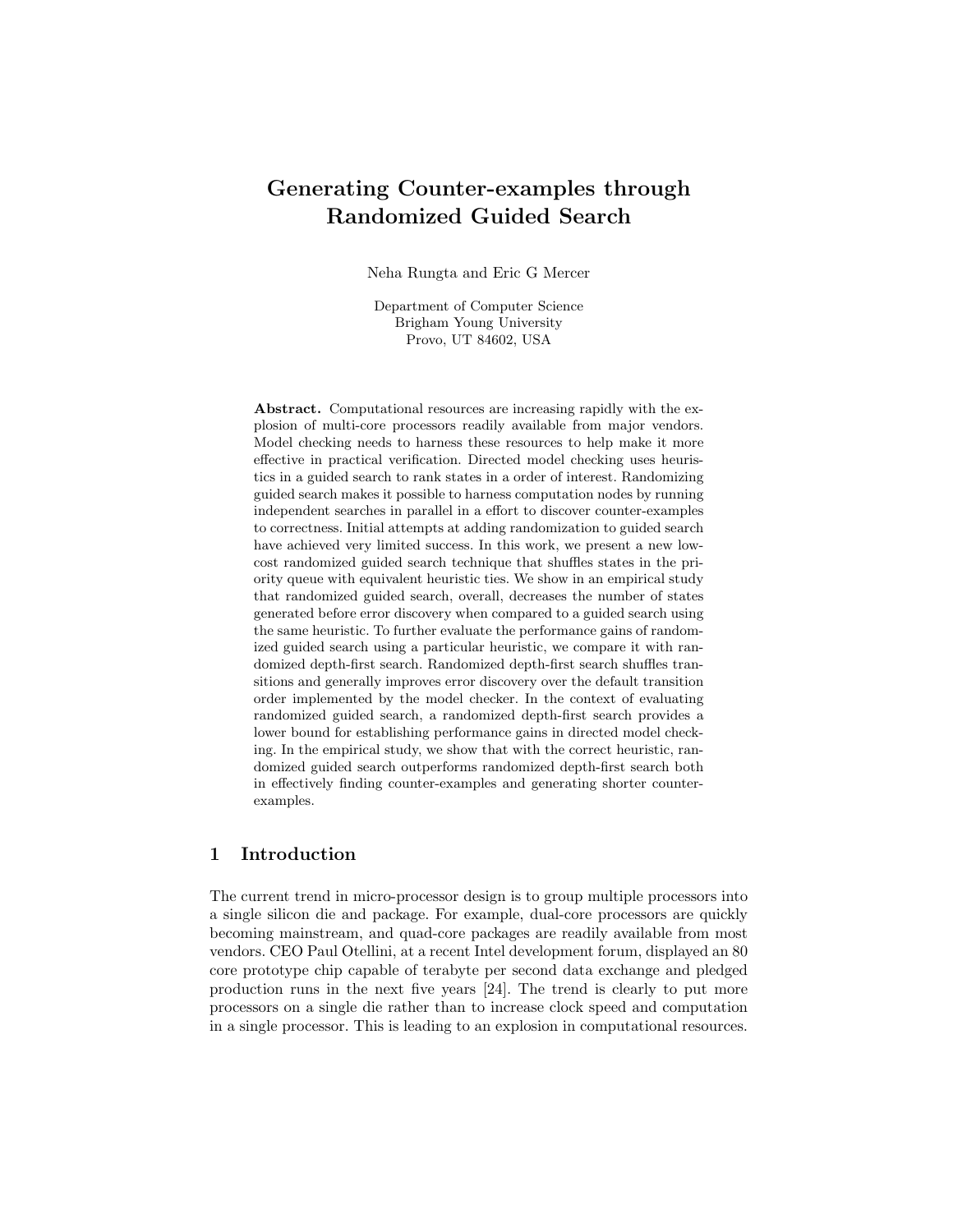# Generating Counter-examples through Randomized Guided Search

Neha Rungta and Eric G Mercer

Department of Computer Science
Brigham Young University
Provo, UT 84602, USA

**Abstract.** Computational resources are increasing rapidly with the explosion of multi-core processors readily available from major vendors. Model checking needs to harness these resources to help make it more effective in practical verification. Directed model checking uses heuristics in a guided search to rank states in a order of interest. Randomizing guided search makes it possible to harness computation nodes by running independent searches in parallel in a effort to discover counter-examples to correctness. Initial attempts at adding randomization to guided search have achieved very limited success. In this work, we present a new low-cost randomized guided search technique that shuffles states in the priority queue with equivalent heuristic ties. We show in an empirical study that randomized guided search, overall, decreases the number of states generated before error discovery when compared to a guided search using the same heuristic. To further evaluate the performance gains of randomized guided search using a particular heuristic, we compare it with randomized depth-first search. Randomized depth-first search shuffles transitions and generally improves error discovery over the default transition order implemented by the model checker. In the context of evaluating randomized guided search, a randomized depth-first search provides a lower bound for establishing performance gains in directed model checking. In the empirical study, we show that with the correct heuristic, randomized guided search outperforms randomized depth-first search both in effectively finding counter-examples and generating shorter counter-examples.

## 1 Introduction

The current trend in micro-processor design is to group multiple processors into a single silicon die and package. For example, dual-core processors are quickly becoming mainstream, and quad-core packages are readily available from most vendors. CEO Paul Otellini, at a recent Intel development forum, displayed an 80 core prototype chip capable of terabyte per second data exchange and pledged production runs in the next five years [24]. The trend is clearly to put more processors on a single die rather than to increase clock speed and computation in a single processor. This is leading to an explosion in computational resources.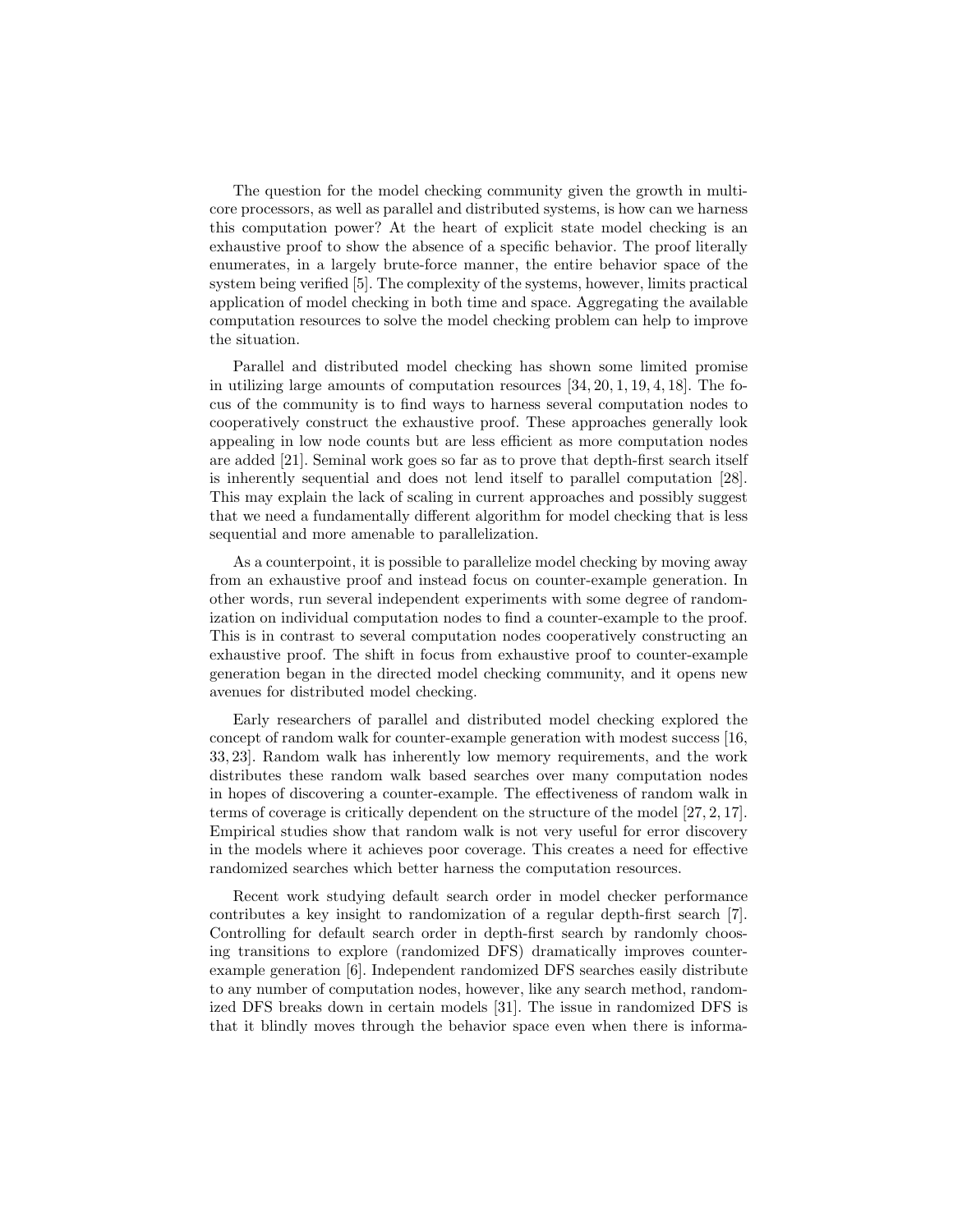The question for the model checking community given the growth in multi-core processors, as well as parallel and distributed systems, is how can we harness this computation power? At the heart of explicit state model checking is an exhaustive proof to show the absence of a specific behavior. The proof literally enumerates, in a largely brute-force manner, the entire behavior space of the system being verified [5]. The complexity of the systems, however, limits practical application of model checking in both time and space. Aggregating the available computation resources to solve the model checking problem can help to improve the situation.

Parallel and distributed model checking has shown some limited promise in utilizing large amounts of computation resources [34, 20, 1, 19, 4, 18]. The focus of the community is to find ways to harness several computation nodes to cooperatively construct the exhaustive proof. These approaches generally look appealing in low node counts but are less efficient as more computation nodes are added [21]. Seminal work goes so far as to prove that depth-first search itself is inherently sequential and does not lend itself to parallel computation [28]. This may explain the lack of scaling in current approaches and possibly suggest that we need a fundamentally different algorithm for model checking that is less sequential and more amenable to parallelization.

As a counterpoint, it is possible to parallelize model checking by moving away from an exhaustive proof and instead focus on counter-example generation. In other words, run several independent experiments with some degree of randomization on individual computation nodes to find a counter-example to the proof. This is in contrast to several computation nodes cooperatively constructing an exhaustive proof. The shift in focus from exhaustive proof to counter-example generation began in the directed model checking community, and it opens new avenues for distributed model checking.

Early researchers of parallel and distributed model checking explored the concept of random walk for counter-example generation with modest success [16, 33, 23]. Random walk has inherently low memory requirements, and the work distributes these random walk based searches over many computation nodes in hopes of discovering a counter-example. The effectiveness of random walk in terms of coverage is critically dependent on the structure of the model [27, 2, 17]. Empirical studies show that random walk is not very useful for error discovery in the models where it achieves poor coverage. This creates a need for effective randomized searches which better harness the computation resources.

Recent work studying default search order in model checker performance contributes a key insight to randomization of a regular depth-first search [7]. Controlling for default search order in depth-first search by randomly choosing transitions to explore (randomized DFS) dramatically improves counter-example generation [6]. Independent randomized DFS searches easily distribute to any number of computation nodes, however, like any search method, randomized DFS breaks down in certain models [31]. The issue in randomized DFS is that it blindly moves through the behavior space even when there is informa-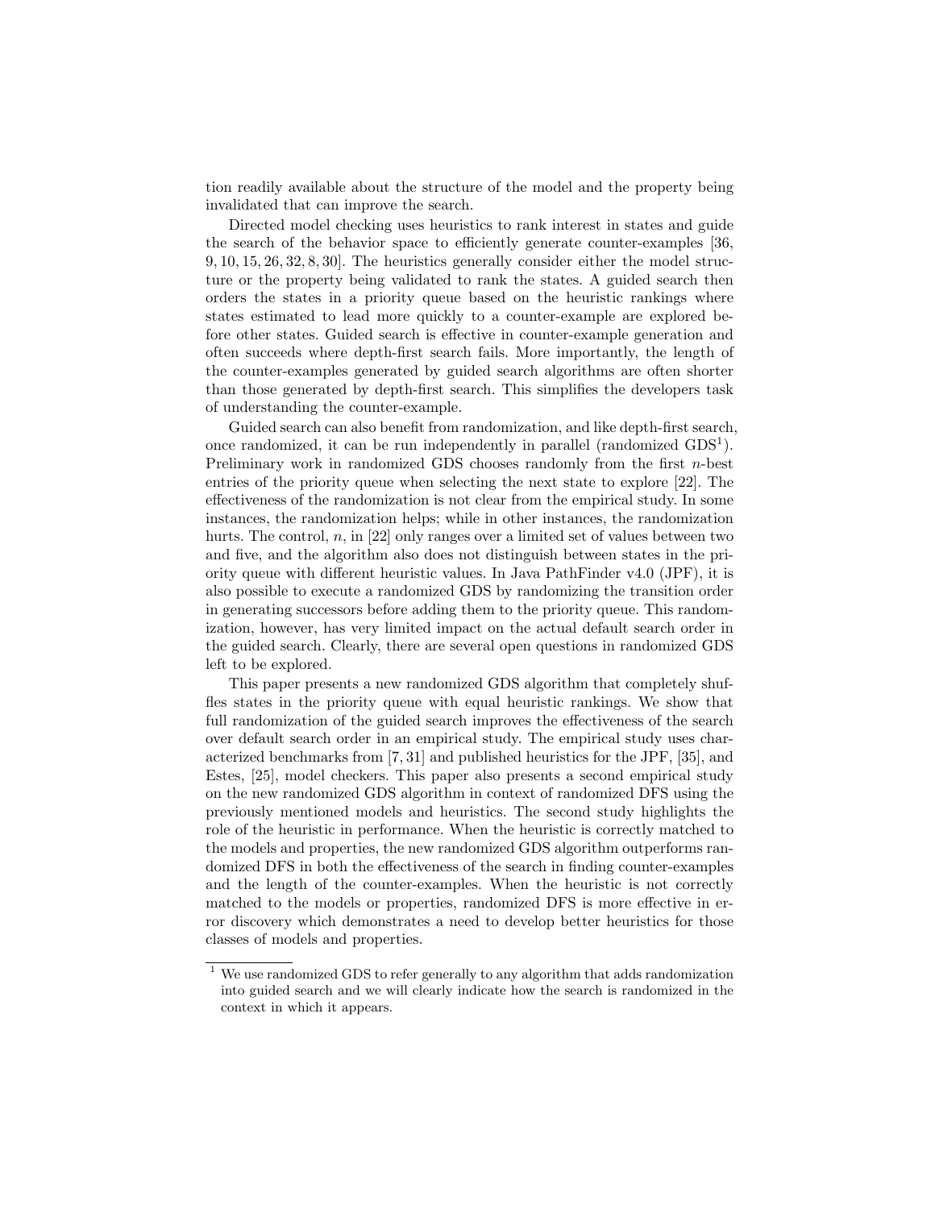tion readily available about the structure of the model and the property being invalidated that can improve the search.

Directed model checking uses heuristics to rank interest in states and guide the search of the behavior space to efficiently generate counter-examples [36, 9, 10, 15, 26, 32, 8, 30]. The heuristics generally consider either the model structure or the property being validated to rank the states. A guided search then orders the states in a priority queue based on the heuristic rankings where states estimated to lead more quickly to a counter-example are explored before other states. Guided search is effective in counter-example generation and often succeeds where depth-first search fails. More importantly, the length of the counter-examples generated by guided search algorithms are often shorter than those generated by depth-first search. This simplifies the developers task of understanding the counter-example.

Guided search can also benefit from randomization, and like depth-first search, once randomized, it can be run independently in parallel (randomized GDS[1]). Preliminary work in randomized GDS chooses randomly from the first $n$-best entries of the priority queue when selecting the next state to explore [22]. The effectiveness of the randomization is not clear from the empirical study. In some instances, the randomization helps; while in other instances, the randomization hurts. The control, $n$, in [22] only ranges over a limited set of values between two and five, and the algorithm also does not distinguish between states in the priority queue with different heuristic values. In Java PathFinder v4.0 (JPF), it is also possible to execute a randomized GDS by randomizing the transition order in generating successors before adding them to the priority queue. This randomization, however, has very limited impact on the actual default search order in the guided search. Clearly, there are several open questions in randomized GDS left to be explored.

This paper presents a new randomized GDS algorithm that completely shuffles states in the priority queue with equal heuristic rankings. We show that full randomization of the guided search improves the effectiveness of the search over default search order in an empirical study. The empirical study uses characterized benchmarks from [7, 31] and published heuristics for the JPF, [35], and Estes, [25], model checkers. This paper also presents a second empirical study on the new randomized GDS algorithm in context of randomized DFS using the previously mentioned models and heuristics. The second study highlights the role of the heuristic in performance. When the heuristic is correctly matched to the models and properties, the new randomized GDS algorithm outperforms randomized DFS in both the effectiveness of the search in finding counter-examples and the length of the counter-examples. When the heuristic is not correctly matched to the models or properties, randomized DFS is more effective in error discovery which demonstrates a need to develop better heuristics for those classes of models and properties.

[1] We use randomized GDS to refer generally to any algorithm that adds randomization into guided search and we will clearly indicate how the search is randomized in the context in which it appears.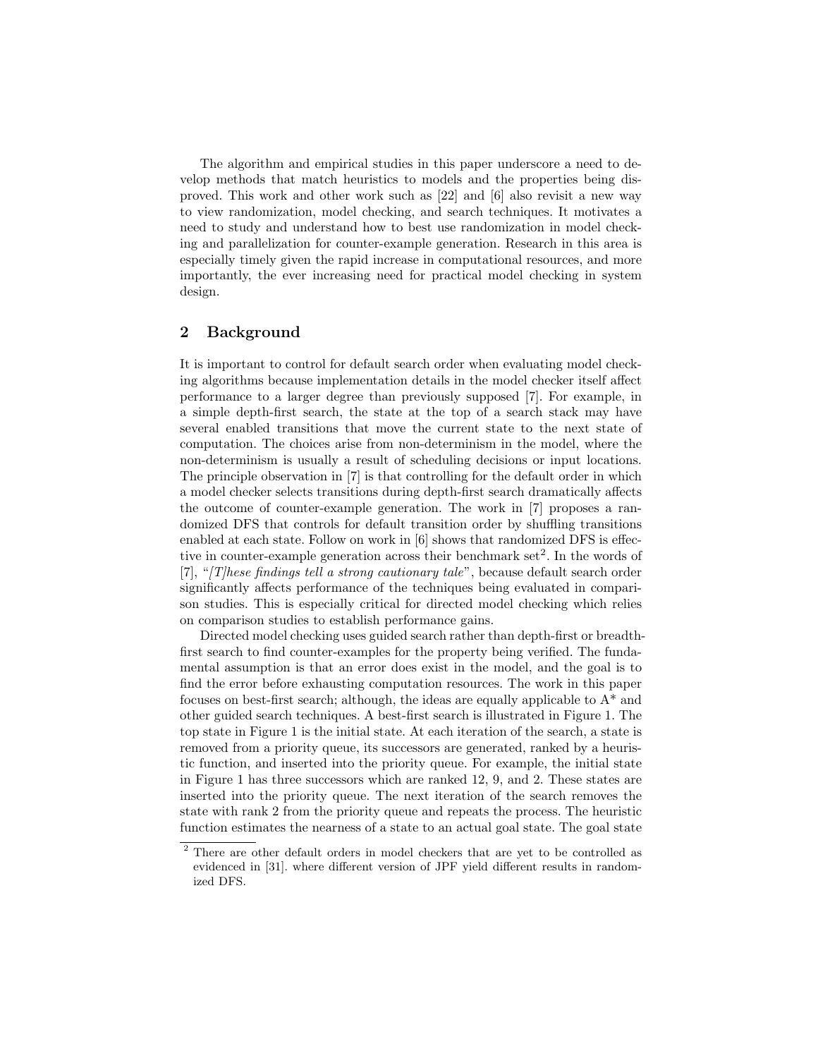The algorithm and empirical studies in this paper underscore a need to develop methods that match heuristics to models and the properties being disproved. This work and other work such as [22] and [6] also revisit a new way to view randomization, model checking, and search techniques. It motivates a need to study and understand how to best use randomization in model checking and parallelization for counter-example generation. Research in this area is especially timely given the rapid increase in computational resources, and more importantly, the ever increasing need for practical model checking in system design.

## 2 Background

It is important to control for default search order when evaluating model checking algorithms because implementation details in the model checker itself affect performance to a larger degree than previously supposed [7]. For example, in a simple depth-first search, the state at the top of a search stack may have several enabled transitions that move the current state to the next state of computation. The choices arise from non-determinism in the model, where the non-determinism is usually a result of scheduling decisions or input locations. The principle observation in [7] is that controlling for the default order in which a model checker selects transitions during depth-first search dramatically affects the outcome of counter-example generation. The work in [7] proposes a randomized DFS that controls for default transition order by shuffling transitions enabled at each state. Follow on work in [6] shows that randomized DFS is effective in counter-example generation across their benchmark set[2]. In the words of [7], "*[T]hese findings tell a strong cautionary tale*", because default search order significantly affects performance of the techniques being evaluated in comparison studies. This is especially critical for directed model checking which relies on comparison studies to establish performance gains.

Directed model checking uses guided search rather than depth-first or breadth-first search to find counter-examples for the property being verified. The fundamental assumption is that an error does exist in the model, and the goal is to find the error before exhausting computation resources. The work in this paper focuses on best-first search; although, the ideas are equally applicable to A* and other guided search techniques. A best-first search is illustrated in Figure 1. The top state in Figure 1 is the initial state. At each iteration of the search, a state is removed from a priority queue, its successors are generated, ranked by a heuristic function, and inserted into the priority queue. For example, the initial state in Figure 1 has three successors which are ranked 12, 9, and 2. These states are inserted into the priority queue. The next iteration of the search removes the state with rank 2 from the priority queue and repeats the process. The heuristic function estimates the nearness of a state to an actual goal state. The goal state

[2] There are other default orders in model checkers that are yet to be controlled as evidenced in [31]. where different version of JPF yield different results in randomized DFS.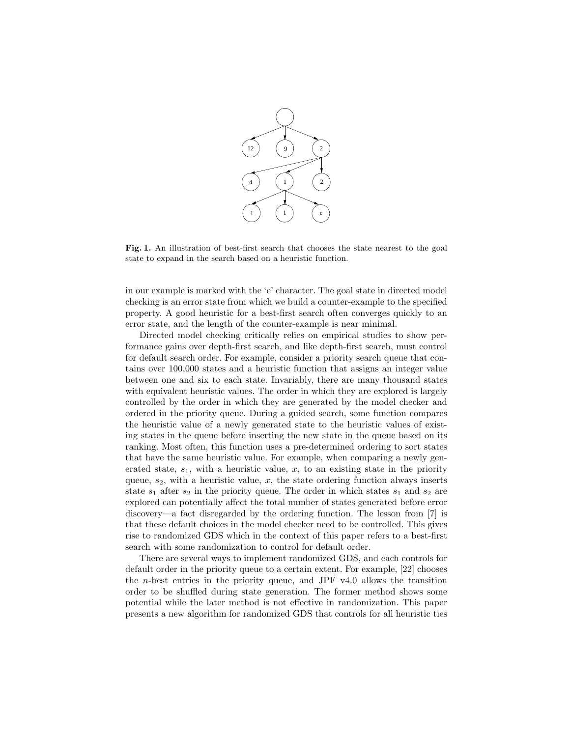**Fig. 1.** An illustration of best-first search that chooses the state nearest to the goal state to expand in the search based on a heuristic function.

in our example is marked with the 'e' character. The goal state in directed model checking is an error state from which we build a counter-example to the specified property. A good heuristic for a best-first search often converges quickly to an error state, and the length of the counter-example is near minimal.

Directed model checking critically relies on empirical studies to show performance gains over depth-first search, and like depth-first search, must control for default search order. For example, consider a priority search queue that contains over 100,000 states and a heuristic function that assigns an integer value between one and six to each state. Invariably, there are many thousand states with equivalent heuristic values. The order in which they are explored is largely controlled by the order in which they are generated by the model checker and ordered in the priority queue. During a guided search, some function compares the heuristic value of a newly generated state to the heuristic values of existing states in the queue before inserting the new state in the queue based on its ranking. Most often, this function uses a pre-determined ordering to sort states that have the same heuristic value. For example, when comparing a newly generated state, $s_1$, with a heuristic value, $x$, to an existing state in the priority queue, $s_2$, with a heuristic value, $x$, the state ordering function always inserts state $s_1$ after $s_2$ in the priority queue. The order in which states $s_1$ and $s_2$ are explored can potentially affect the total number of states generated before error discovery—a fact disregarded by the ordering function. The lesson from [7] is that these default choices in the model checker need to be controlled. This gives rise to randomized GDS which in the context of this paper refers to a best-first search with some randomization to control for default order.

There are several ways to implement randomized GDS, and each controls for default order in the priority queue to a certain extent. For example, [22] chooses the $n$-best entries in the priority queue, and JPF v4.0 allows the transition order to be shuffled during state generation. The former method shows some potential while the later method is not effective in randomization. This paper presents a new algorithm for randomized GDS that controls for all heuristic ties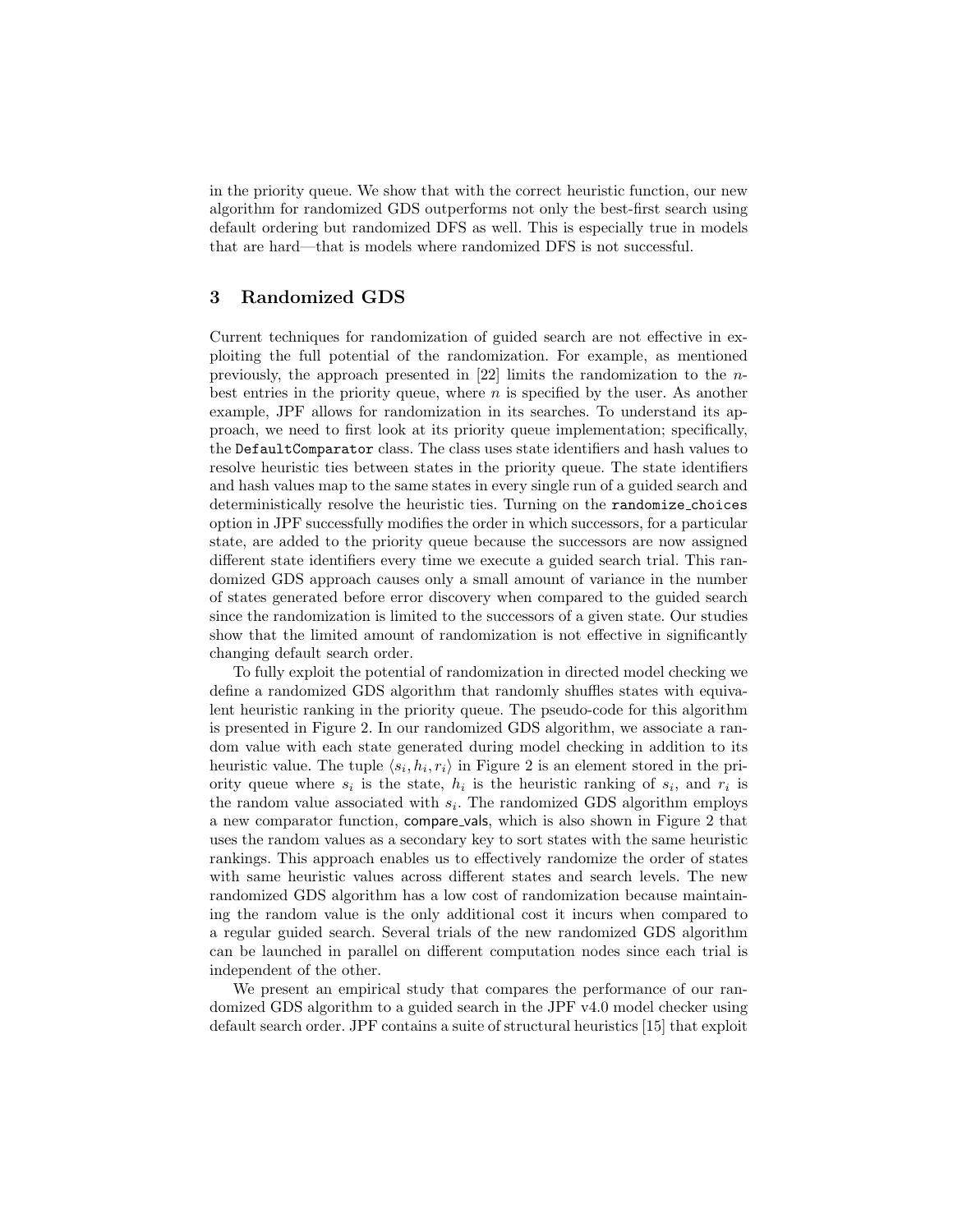in the priority queue. We show that with the correct heuristic function, our new algorithm for randomized GDS outperforms not only the best-first search using default ordering but randomized DFS as well. This is especially true in models that are hard—that is models where randomized DFS is not successful.

## 3 Randomized GDS

Current techniques for randomization of guided search are not effective in exploiting the full potential of the randomization. For example, as mentioned previously, the approach presented in [22] limits the randomization to the $n$-best entries in the priority queue, where $n$ is specified by the user. As another example, JPF allows for randomization in its searches. To understand its approach, we need to first look at its priority queue implementation; specifically, the `DefaultComparator` class. The class uses state identifiers and hash values to resolve heuristic ties between states in the priority queue. The state identifiers and hash values map to the same states in every single run of a guided search and deterministically resolve the heuristic ties. Turning on the `randomize_choices` option in JPF successfully modifies the order in which successors, for a particular state, are added to the priority queue because the successors are now assigned different state identifiers every time we execute a guided search trial. This randomized GDS approach causes only a small amount of variance in the number of states generated before error discovery when compared to the guided search since the randomization is limited to the successors of a given state. Our studies show that the limited amount of randomization is not effective in significantly changing default search order.

To fully exploit the potential of randomization in directed model checking we define a randomized GDS algorithm that randomly shuffles states with equivalent heuristic ranking in the priority queue. The pseudo-code for this algorithm is presented in Figure 2. In our randomized GDS algorithm, we associate a random value with each state generated during model checking in addition to its heuristic value. The tuple $\langle s_i, h_i, r_i \rangle$ in Figure 2 is an element stored in the priority queue where $s_i$ is the state, $h_i$ is the heuristic ranking of $s_i$, and $r_i$ is the random value associated with $s_i$. The randomized GDS algorithm employs a new comparator function, compare_vals, which is also shown in Figure 2 that uses the random values as a secondary key to sort states with the same heuristic rankings. This approach enables us to effectively randomize the order of states with same heuristic values across different states and search levels. The new randomized GDS algorithm has a low cost of randomization because maintaining the random value is the only additional cost it incurs when compared to a regular guided search. Several trials of the new randomized GDS algorithm can be launched in parallel on different computation nodes since each trial is independent of the other.

We present an empirical study that compares the performance of our randomized GDS algorithm to a guided search in the JPF v4.0 model checker using default search order. JPF contains a suite of structural heuristics [15] that exploit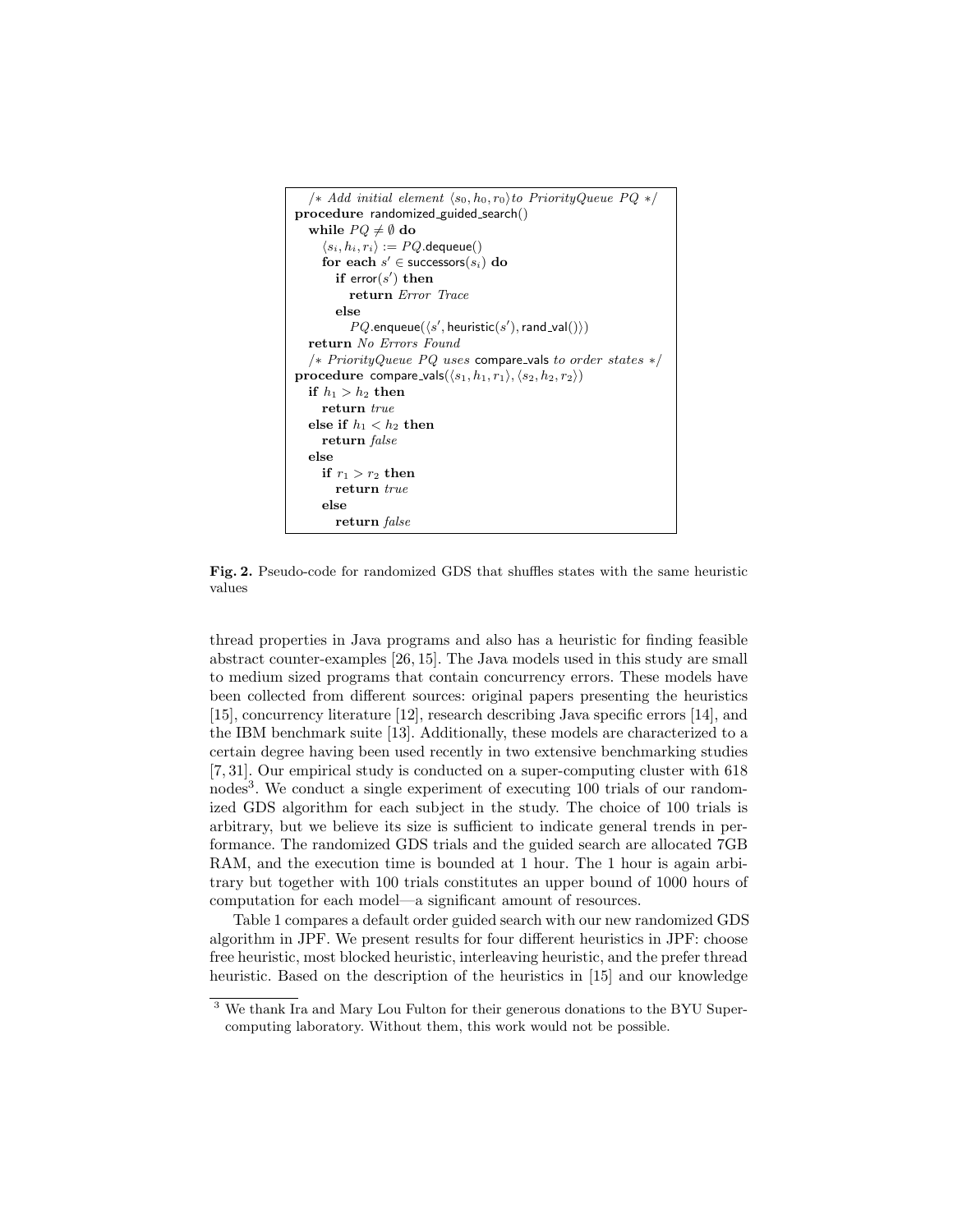```
/* Add initial element ⟨s0, h0, r0⟩ to PriorityQueue PQ */
procedure randomized_guided_search()
  while PQ ≠ ∅ do
    ⟨si, hi, ri⟩ := PQ.dequeue()
    for each s' ∈ successors(si) do
      if error(s') then
        return Error Trace
      else
        PQ.enqueue(⟨s', heuristic(s'), rand_val()⟩)
  return No Errors Found
/* PriorityQueue PQ uses compare_vals to order states */
procedure compare_vals(⟨s1, h1, r1⟩, ⟨s2, h2, r2⟩)
  if h1 > h2 then
    return true
  else if h1 < h2 then
    return false
  else
    if r1 > r2 then
      return true
    else
      return false
```

**Fig. 2.** Pseudo-code for randomized GDS that shuffles states with the same heuristic values

thread properties in Java programs and also has a heuristic for finding feasible abstract counter-examples [26, 15]. The Java models used in this study are small to medium sized programs that contain concurrency errors. These models have been collected from different sources: original papers presenting the heuristics [15], concurrency literature [12], research describing Java specific errors [14], and the IBM benchmark suite [13]. Additionally, these models are characterized to a certain degree having been used recently in two extensive benchmarking studies [7, 31]. Our empirical study is conducted on a super-computing cluster with 618 nodes[3]. We conduct a single experiment of executing 100 trials of our randomized GDS algorithm for each subject in the study. The choice of 100 trials is arbitrary, but we believe its size is sufficient to indicate general trends in performance. The randomized GDS trials and the guided search are allocated 7GB RAM, and the execution time is bounded at 1 hour. The 1 hour is again arbitrary but together with 100 trials constitutes an upper bound of 1000 hours of computation for each model—a significant amount of resources.

Table 1 compares a default order guided search with our new randomized GDS algorithm in JPF. We present results for four different heuristics in JPF: choose free heuristic, most blocked heuristic, interleaving heuristic, and the prefer thread heuristic. Based on the description of the heuristics in [15] and our knowledge

[3] We thank Ira and Mary Lou Fulton for their generous donations to the BYU Supercomputing laboratory. Without them, this work would not be possible.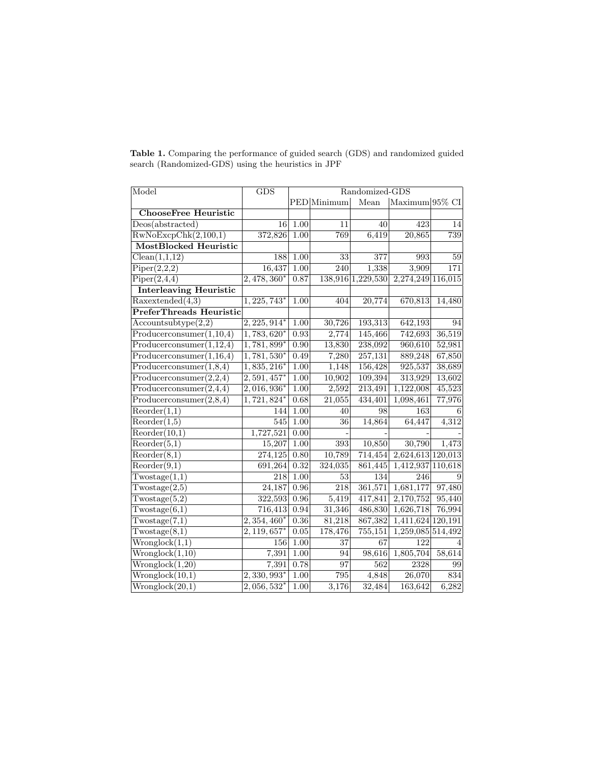**Table 1.** Comparing the performance of guided search (GDS) and randomized guided search (Randomized-GDS) using the heuristics in JPF

| Model | GDS | Randomized-GDS | | | | |
|---|---|---|---|---|---|---|
| | | PED | Minimum | Mean | Maximum | 95% CI |
| **ChooseFree Heuristic** | | | | | | |
| Deos(abstracted) | 16 | 1.00 | 11 | 40 | 423 | 14 |
| RwNoExcpChk(2,100,1) | 372,826 | 1.00 | 769 | 6,419 | 20,865 | 739 |
| **MostBlocked Heuristic** | | | | | | |
| Clean(1,1,12) | 188 | 1.00 | 33 | 377 | 993 | 59 |
| Piper(2,2,2) | 16,437 | 1.00 | 240 | 1,338 | 3,909 | 171 |
| Piper(2,4,4) | $2,478,360^{*}$ | 0.87 | 138,916 | 1,229,530 | 2,274,249 | 116,015 |
| **Interleaving Heuristic** | | | | | | |
| Raxextended(4,3) | $1,225,743^{*}$ | 1.00 | 404 | 20,774 | 670,813 | 14,480 |
| **PreferThreads Heuristic** | | | | | | |
| Accountsubtype(2,2) | $2,225,914^{*}$ | 1.00 | 30,726 | 193,313 | 642,193 | 94 |
| Producerconsumer(1,10,4) | $1,783,620^{*}$ | 0.93 | 2,774 | 145,466 | 742,693 | 36,519 |
| Producerconsumer(1,12,4) | $1,781,899^{*}$ | 0.90 | 13,830 | 238,092 | 960,610 | 52,981 |
| Producerconsumer(1,16,4) | $1,781,530^{*}$ | 0.49 | 7,280 | 257,131 | 889,248 | 67,850 |
| Producerconsumer(1,8,4) | $1,835,216^{*}$ | 1.00 | 1,148 | 156,428 | 925,537 | 38,689 |
| Producerconsumer(2,2,4) | $2,591,457^{*}$ | 1.00 | 10,902 | 109,394 | 313,929 | 13,602 |
| Producerconsumer(2,4,4) | $2,016,936^{*}$ | 1.00 | 2,592 | 213,491 | 1,122,008 | 45,523 |
| Producerconsumer(2,8,4) | $1,721,824^{*}$ | 0.68 | 21,055 | 434,401 | 1,098,461 | 77,976 |
| Reorder(1,1) | 144 | 1.00 | 40 | 98 | 163 | 6 |
| Reorder(1,5) | 545 | 1.00 | 36 | 14,864 | 64,447 | 4,312 |
| Reorder(10,1) | 1,727,521 | 0.00 | - | - | - | - |
| Reorder(5,1) | 15,207 | 1.00 | 393 | 10,850 | 30,790 | 1,473 |
| Reorder(8,1) | 274,125 | 0.80 | 10,789 | 714,454 | 2,624,613 | 120,013 |
| Reorder(9,1) | 691,264 | 0.32 | 324,035 | 861,445 | 1,412,937 | 110,618 |
| Twostage(1,1) | 218 | 1.00 | 53 | 134 | 246 | 9 |
| Twostage(2,5) | 24,187 | 0.96 | 218 | 361,571 | 1,681,177 | 97,480 |
| Twostage(5,2) | 322,593 | 0.96 | 5,419 | 417,841 | 2,170,752 | 95,440 |
| Twostage(6,1) | 716,413 | 0.94 | 31,346 | 486,830 | 1,626,718 | 76,994 |
| Twostage(7,1) | $2,354,460^{*}$ | 0.36 | 81,218 | 867,382 | 1,411,624 | 120,191 |
| Twostage(8,1) | $2,119,657^{*}$ | 0.05 | 178,476 | 755,151 | 1,259,085 | 514,492 |
| Wronglock(1,1) | 156 | 1.00 | 37 | 67 | 122 | 4 |
| Wronglock(1,10) | 7,391 | 1.00 | 94 | 98,616 | 1,805,704 | 58,614 |
| Wronglock(1,20) | 7,391 | 0.78 | 97 | 562 | 2328 | 99 |
| Wronglock(10,1) | $2,330,993^{*}$ | 1.00 | 795 | 4,848 | 26,070 | 834 |
| Wronglock(20,1) | $2,056,532^{*}$ | 1.00 | 3,176 | 32,484 | 163,642 | 6,282 |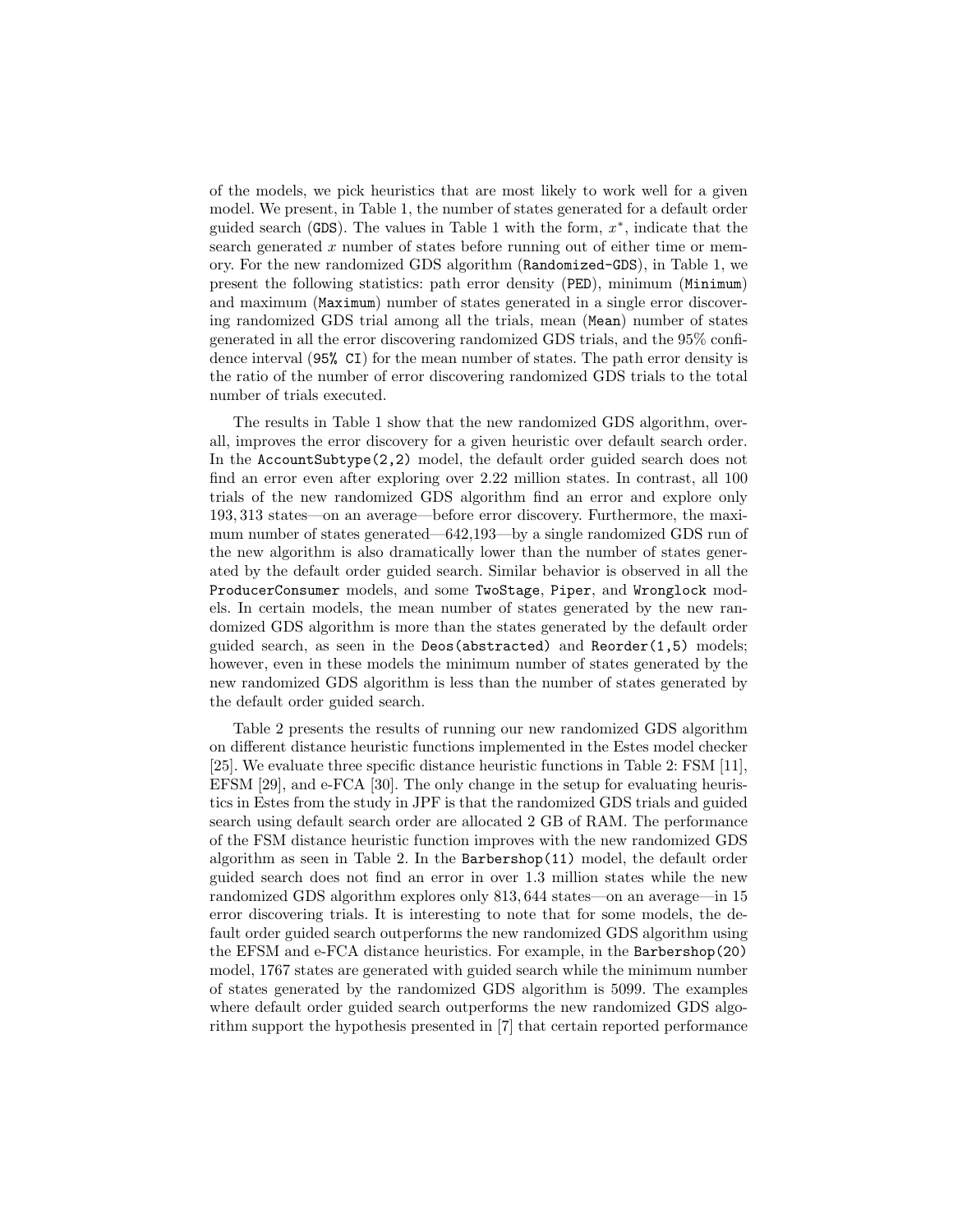of the models, we pick heuristics that are most likely to work well for a given model. We present, in Table 1, the number of states generated for a default order guided search (`GDS`). The values in Table 1 with the form, $x^*$, indicate that the search generated $x$ number of states before running out of either time or memory. For the new randomized GDS algorithm (`Randomized-GDS`), in Table 1, we present the following statistics: path error density (`PED`), minimum (`Minimum`) and maximum (`Maximum`) number of states generated in a single error discovering randomized GDS trial among all the trials, mean (`Mean`) number of states generated in all the error discovering randomized GDS trials, and the 95% confidence interval (`95% CI`) for the mean number of states. The path error density is the ratio of the number of error discovering randomized GDS trials to the total number of trials executed.

The results in Table 1 show that the new randomized GDS algorithm, overall, improves the error discovery for a given heuristic over default search order. In the `AccountSubtype(2,2)` model, the default order guided search does not find an error even after exploring over 2.22 million states. In contrast, all 100 trials of the new randomized GDS algorithm find an error and explore only 193,313 states—on an average—before error discovery. Furthermore, the maximum number of states generated—642,193—by a single randomized GDS run of the new algorithm is also dramatically lower than the number of states generated by the default order guided search. Similar behavior is observed in all the `ProducerConsumer` models, and some `TwoStage`, `Piper`, and `Wronglock` models. In certain models, the mean number of states generated by the new randomized GDS algorithm is more than the states generated by the default order guided search, as seen in the `Deos(abstracted)` and `Reorder(1,5)` models; however, even in these models the minimum number of states generated by the new randomized GDS algorithm is less than the number of states generated by the default order guided search.

Table 2 presents the results of running our new randomized GDS algorithm on different distance heuristic functions implemented in the Estes model checker [25]. We evaluate three specific distance heuristic functions in Table 2: FSM [11], EFSM [29], and e-FCA [30]. The only change in the setup for evaluating heuristics in Estes from the study in JPF is that the randomized GDS trials and guided search using default search order are allocated 2 GB of RAM. The performance of the FSM distance heuristic function improves with the new randomized GDS algorithm as seen in Table 2. In the `Barbershop(11)` model, the default order guided search does not find an error in over 1.3 million states while the new randomized GDS algorithm explores only 813,644 states—on an average—in 15 error discovering trials. It is interesting to note that for some models, the default order guided search outperforms the new randomized GDS algorithm using the EFSM and e-FCA distance heuristics. For example, in the `Barbershop(20)` model, 1767 states are generated with guided search while the minimum number of states generated by the randomized GDS algorithm is 5099. The examples where default order guided search outperforms the new randomized GDS algorithm support the hypothesis presented in [7] that certain reported performance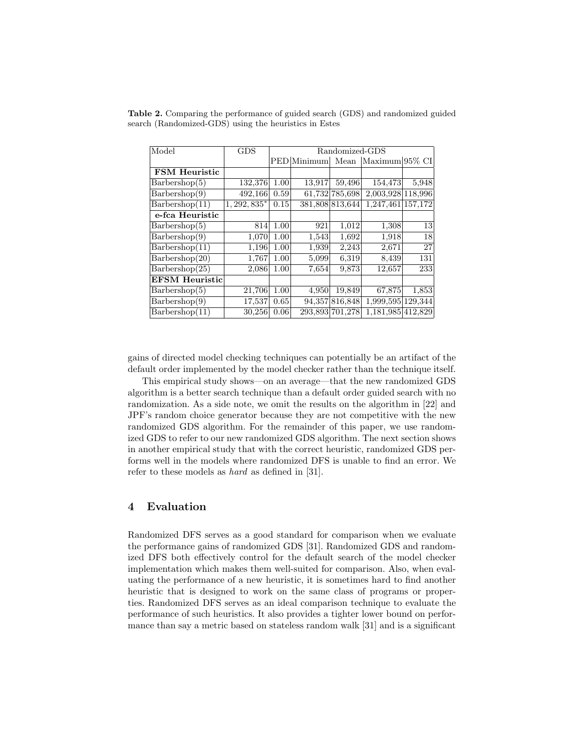**Table 2.** Comparing the performance of guided search (GDS) and randomized guided search (Randomized-GDS) using the heuristics in Estes

| Model | GDS | Randomized-GDS | | | | |
|---|---|---|---|---|---|---|
| | | PED | Minimum | Mean | Maximum | 95% CI |
| **FSM Heuristic** | | | | | | |
| Barbershop(5) | 132,376 | 1.00 | 13,917 | 59,496 | 154,473 | 5,948 |
| Barbershop(9) | 492,166 | 0.59 | 61,732 | 785,698 | 2,003,928 | 118,996 |
| Barbershop(11) | $1,292,835^{*}$ | 0.15 | 381,808 | 813,644 | 1,247,461 | 157,172 |
| **e-fca Heuristic** | | | | | | |
| Barbershop(5) | 814 | 1.00 | 921 | 1,012 | 1,308 | 13 |
| Barbershop(9) | 1,070 | 1.00 | 1,543 | 1,692 | 1,918 | 18 |
| Barbershop(11) | 1,196 | 1.00 | 1,939 | 2,243 | 2,671 | 27 |
| Barbershop(20) | 1,767 | 1.00 | 5,099 | 6,319 | 8,439 | 131 |
| Barbershop(25) | 2,086 | 1.00 | 7,654 | 9,873 | 12,657 | 233 |
| **EFSM Heuristic** | | | | | | |
| Barbershop(5) | 21,706 | 1.00 | 4,950 | 19,849 | 67,875 | 1,853 |
| Barbershop(9) | 17,537 | 0.65 | 94,357 | 816,848 | 1,999,595 | 129,344 |
| Barbershop(11) | 30,256 | 0.06 | 293,893 | 701,278 | 1,181,985 | 412,829 |

gains of directed model checking techniques can potentially be an artifact of the default order implemented by the model checker rather than the technique itself.

This empirical study shows—on an average—that the new randomized GDS algorithm is a better search technique than a default order guided search with no randomization. As a side note, we omit the results on the algorithm in [22] and JPF's random choice generator because they are not competitive with the new randomized GDS algorithm. For the remainder of this paper, we use randomized GDS to refer to our new randomized GDS algorithm. The next section shows in another empirical study that with the correct heuristic, randomized GDS performs well in the models where randomized DFS is unable to find an error. We refer to these models as *hard* as defined in [31].

## 4 Evaluation

Randomized DFS serves as a good standard for comparison when we evaluate the performance gains of randomized GDS [31]. Randomized GDS and randomized DFS both effectively control for the default search of the model checker implementation which makes them well-suited for comparison. Also, when evaluating the performance of a new heuristic, it is sometimes hard to find another heuristic that is designed to work on the same class of programs or properties. Randomized DFS serves as an ideal comparison technique to evaluate the performance of such heuristics. It also provides a tighter lower bound on performance than say a metric based on stateless random walk [31] and is a significant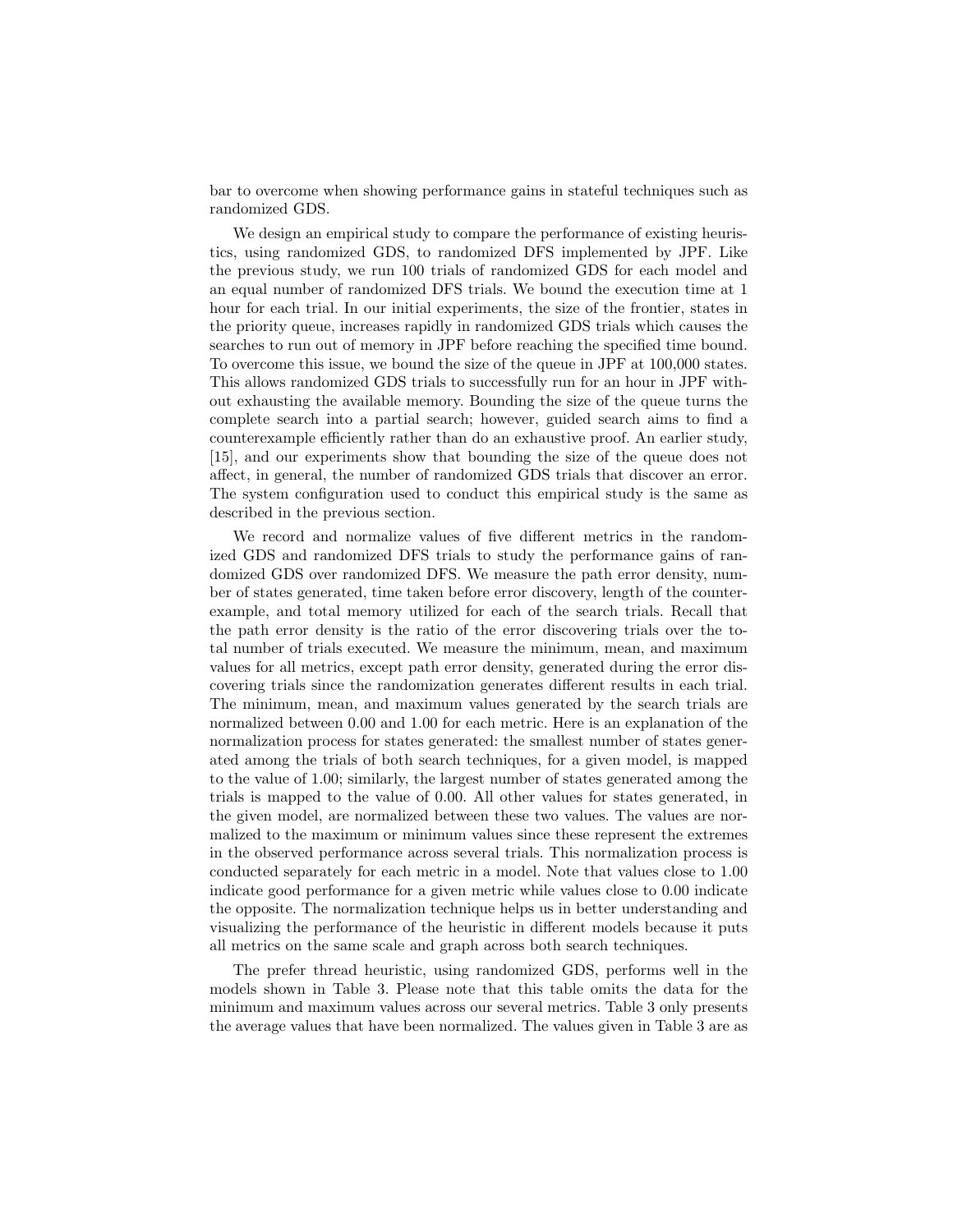bar to overcome when showing performance gains in stateful techniques such as randomized GDS.

We design an empirical study to compare the performance of existing heuristics, using randomized GDS, to randomized DFS implemented by JPF. Like the previous study, we run 100 trials of randomized GDS for each model and an equal number of randomized DFS trials. We bound the execution time at 1 hour for each trial. In our initial experiments, the size of the frontier, states in the priority queue, increases rapidly in randomized GDS trials which causes the searches to run out of memory in JPF before reaching the specified time bound. To overcome this issue, we bound the size of the queue in JPF at 100,000 states. This allows randomized GDS trials to successfully run for an hour in JPF without exhausting the available memory. Bounding the size of the queue turns the complete search into a partial search; however, guided search aims to find a counterexample efficiently rather than do an exhaustive proof. An earlier study, [15], and our experiments show that bounding the size of the queue does not affect, in general, the number of randomized GDS trials that discover an error. The system configuration used to conduct this empirical study is the same as described in the previous section.

We record and normalize values of five different metrics in the randomized GDS and randomized DFS trials to study the performance gains of randomized GDS over randomized DFS. We measure the path error density, number of states generated, time taken before error discovery, length of the counterexample, and total memory utilized for each of the search trials. Recall that the path error density is the ratio of the error discovering trials over the total number of trials executed. We measure the minimum, mean, and maximum values for all metrics, except path error density, generated during the error discovering trials since the randomization generates different results in each trial. The minimum, mean, and maximum values generated by the search trials are normalized between 0.00 and 1.00 for each metric. Here is an explanation of the normalization process for states generated: the smallest number of states generated among the trials of both search techniques, for a given model, is mapped to the value of 1.00; similarly, the largest number of states generated among the trials is mapped to the value of 0.00. All other values for states generated, in the given model, are normalized between these two values. The values are normalized to the maximum or minimum values since these represent the extremes in the observed performance across several trials. This normalization process is conducted separately for each metric in a model. Note that values close to 1.00 indicate good performance for a given metric while values close to 0.00 indicate the opposite. The normalization technique helps us in better understanding and visualizing the performance of the heuristic in different models because it puts all metrics on the same scale and graph across both search techniques.

The prefer thread heuristic, using randomized GDS, performs well in the models shown in Table 3. Please note that this table omits the data for the minimum and maximum values across our several metrics. Table 3 only presents the average values that have been normalized. The values given in Table 3 are as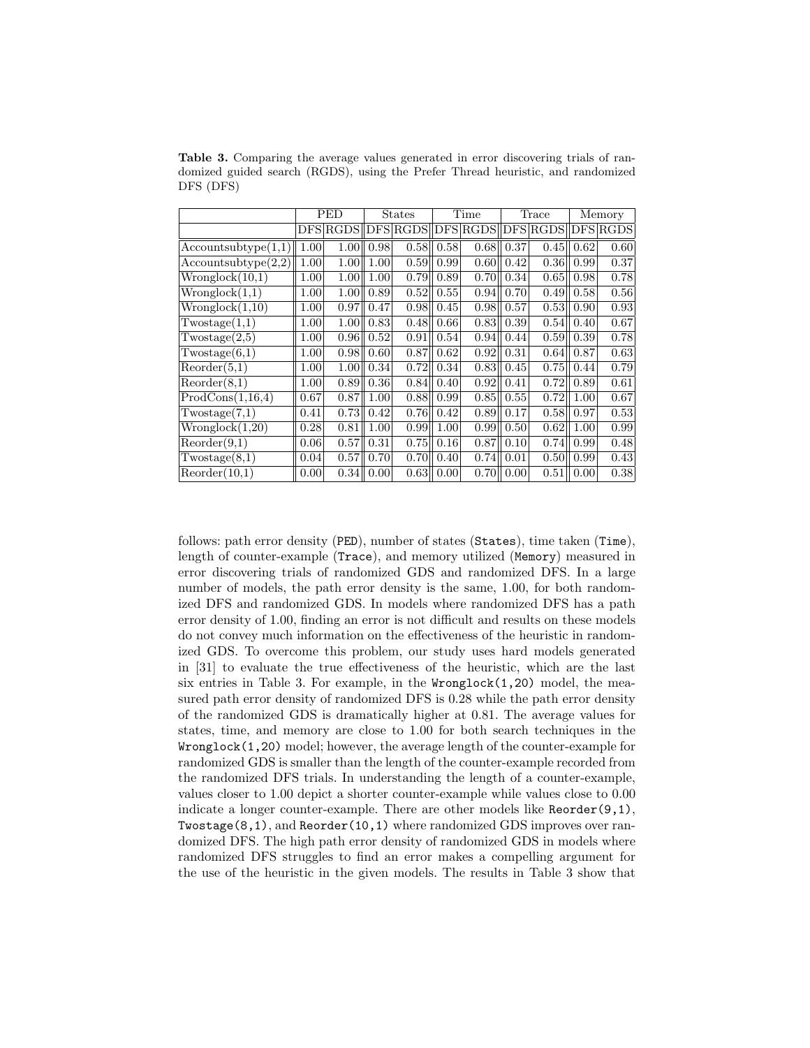**Table 3.** Comparing the average values generated in error discovering trials of randomized guided search (RGDS), using the Prefer Thread heuristic, and randomized DFS (DFS)

| | PED | | States | | Time | | Trace | | Memory | |
|---|---|---|---|---|---|---|---|---|---|---|
| | DFS | RGDS | DFS | RGDS | DFS | RGDS | DFS | RGDS | DFS | RGDS |
| Accountsubtype(1,1) | 1.00 | 1.00 | 0.98 | 0.58 | 0.58 | 0.68 | 0.37 | 0.45 | 0.62 | 0.60 |
| Accountsubtype(2,2) | 1.00 | 1.00 | 1.00 | 0.59 | 0.99 | 0.60 | 0.42 | 0.36 | 0.99 | 0.37 |
| Wronglock(10,1) | 1.00 | 1.00 | 1.00 | 0.79 | 0.89 | 0.70 | 0.34 | 0.65 | 0.98 | 0.78 |
| Wronglock(1,1) | 1.00 | 1.00 | 0.89 | 0.52 | 0.55 | 0.94 | 0.70 | 0.49 | 0.58 | 0.56 |
| Wronglock(1,10) | 1.00 | 0.97 | 0.47 | 0.98 | 0.45 | 0.98 | 0.57 | 0.53 | 0.90 | 0.93 |
| Twostage(1,1) | 1.00 | 1.00 | 0.83 | 0.48 | 0.66 | 0.83 | 0.39 | 0.54 | 0.40 | 0.67 |
| Twostage(2,5) | 1.00 | 0.96 | 0.52 | 0.91 | 0.54 | 0.94 | 0.44 | 0.59 | 0.39 | 0.78 |
| Twostage(6,1) | 1.00 | 0.98 | 0.60 | 0.87 | 0.62 | 0.92 | 0.31 | 0.64 | 0.87 | 0.63 |
| Reorder(5,1) | 1.00 | 1.00 | 0.34 | 0.72 | 0.34 | 0.83 | 0.45 | 0.75 | 0.44 | 0.79 |
| Reorder(8,1) | 1.00 | 0.89 | 0.36 | 0.84 | 0.40 | 0.92 | 0.41 | 0.72 | 0.89 | 0.61 |
| ProdCons(1,16,4) | 0.67 | 0.87 | 1.00 | 0.88 | 0.99 | 0.85 | 0.55 | 0.72 | 1.00 | 0.67 |
| Twostage(7,1) | 0.41 | 0.73 | 0.42 | 0.76 | 0.42 | 0.89 | 0.17 | 0.58 | 0.97 | 0.53 |
| Wronglock(1,20) | 0.28 | 0.81 | 1.00 | 0.99 | 1.00 | 0.99 | 0.50 | 0.62 | 1.00 | 0.99 |
| Reorder(9,1) | 0.06 | 0.57 | 0.31 | 0.75 | 0.16 | 0.87 | 0.10 | 0.74 | 0.99 | 0.48 |
| Twostage(8,1) | 0.04 | 0.57 | 0.70 | 0.70 | 0.40 | 0.74 | 0.01 | 0.50 | 0.99 | 0.43 |
| Reorder(10,1) | 0.00 | 0.34 | 0.00 | 0.63 | 0.00 | 0.70 | 0.00 | 0.51 | 0.00 | 0.38 |

follows: path error density (PED), number of states (States), time taken (Time), length of counter-example (Trace), and memory utilized (Memory) measured in error discovering trials of randomized GDS and randomized DFS. In a large number of models, the path error density is the same, 1.00, for both randomized DFS and randomized GDS. In models where randomized DFS has a path error density of 1.00, finding an error is not difficult and results on these models do not convey much information on the effectiveness of the heuristic in randomized GDS. To overcome this problem, our study uses hard models generated in [31] to evaluate the true effectiveness of the heuristic, which are the last six entries in Table 3. For example, in the Wronglock(1,20) model, the measured path error density of randomized DFS is 0.28 while the path error density of the randomized GDS is dramatically higher at 0.81. The average values for states, time, and memory are close to 1.00 for both search techniques in the Wronglock(1,20) model; however, the average length of the counter-example for randomized GDS is smaller than the length of the counter-example recorded from the randomized DFS trials. In understanding the length of a counter-example, values closer to 1.00 depict a shorter counter-example while values close to 0.00 indicate a longer counter-example. There are other models like Reorder(9,1), Twostage(8,1), and Reorder(10,1) where randomized GDS improves over randomized DFS. The high path error density of randomized GDS in models where randomized DFS struggles to find an error makes a compelling argument for the use of the heuristic in the given models. The results in Table 3 show that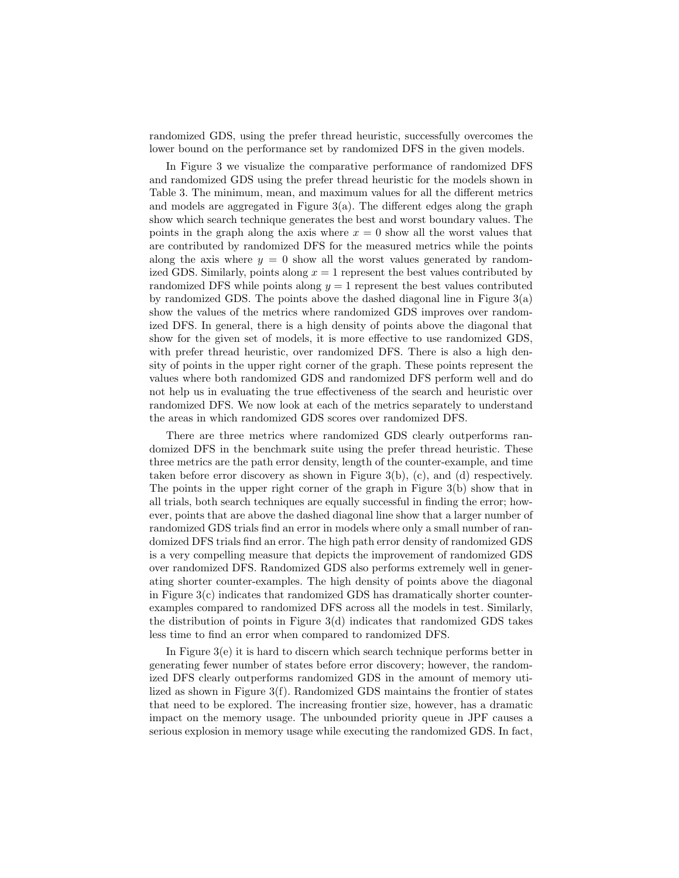randomized GDS, using the prefer thread heuristic, successfully overcomes the lower bound on the performance set by randomized DFS in the given models.

In Figure 3 we visualize the comparative performance of randomized DFS and randomized GDS using the prefer thread heuristic for the models shown in Table 3. The minimum, mean, and maximum values for all the different metrics and models are aggregated in Figure 3(a). The different edges along the graph show which search technique generates the best and worst boundary values. The points in the graph along the axis where $x = 0$ show all the worst values that are contributed by randomized DFS for the measured metrics while the points along the axis where $y = 0$ show all the worst values generated by randomized GDS. Similarly, points along $x = 1$ represent the best values contributed by randomized DFS while points along $y = 1$ represent the best values contributed by randomized GDS. The points above the dashed diagonal line in Figure 3(a) show the values of the metrics where randomized GDS improves over randomized DFS. In general, there is a high density of points above the diagonal that show for the given set of models, it is more effective to use randomized GDS, with prefer thread heuristic, over randomized DFS. There is also a high density of points in the upper right corner of the graph. These points represent the values where both randomized GDS and randomized DFS perform well and do not help us in evaluating the true effectiveness of the search and heuristic over randomized DFS. We now look at each of the metrics separately to understand the areas in which randomized GDS scores over randomized DFS.

There are three metrics where randomized GDS clearly outperforms randomized DFS in the benchmark suite using the prefer thread heuristic. These three metrics are the path error density, length of the counter-example, and time taken before error discovery as shown in Figure 3(b), (c), and (d) respectively. The points in the upper right corner of the graph in Figure 3(b) show that in all trials, both search techniques are equally successful in finding the error; however, points that are above the dashed diagonal line show that a larger number of randomized GDS trials find an error in models where only a small number of randomized DFS trials find an error. The high path error density of randomized GDS is a very compelling measure that depicts the improvement of randomized GDS over randomized DFS. Randomized GDS also performs extremely well in generating shorter counter-examples. The high density of points above the diagonal in Figure 3(c) indicates that randomized GDS has dramatically shorter counter-examples compared to randomized DFS across all the models in test. Similarly, the distribution of points in Figure 3(d) indicates that randomized GDS takes less time to find an error when compared to randomized DFS.

In Figure 3(e) it is hard to discern which search technique performs better in generating fewer number of states before error discovery; however, the randomized DFS clearly outperforms randomized GDS in the amount of memory utilized as shown in Figure 3(f). Randomized GDS maintains the frontier of states that need to be explored. The increasing frontier size, however, has a dramatic impact on the memory usage. The unbounded priority queue in JPF causes a serious explosion in memory usage while executing the randomized GDS. In fact,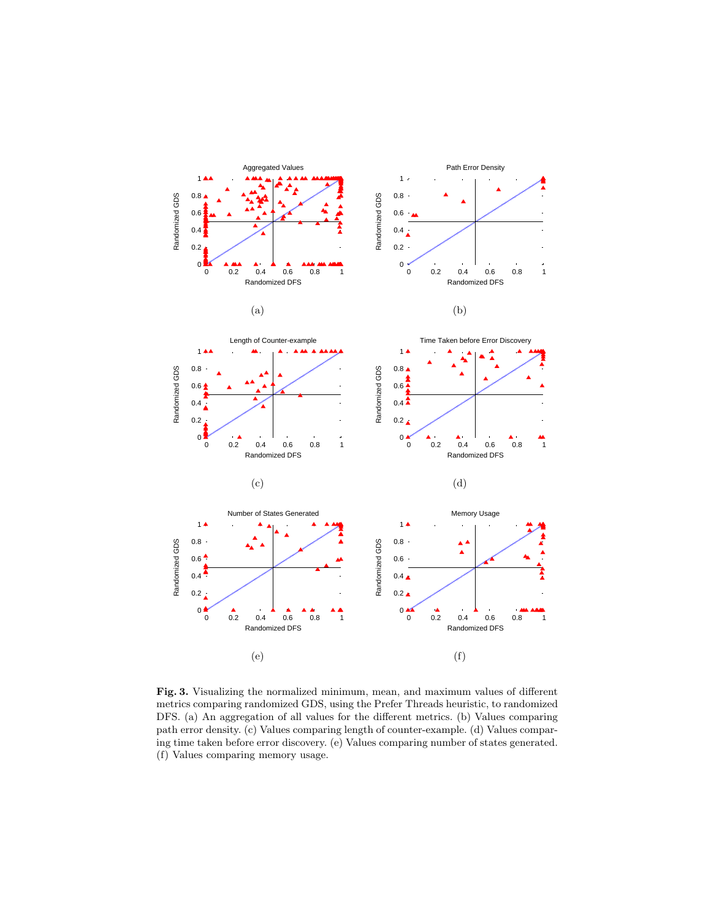**Fig. 3.** Visualizing the normalized minimum, mean, and maximum values of different metrics comparing randomized GDS, using the Prefer Threads heuristic, to randomized DFS. (a) An aggregation of all values for the different metrics. (b) Values comparing path error density. (c) Values comparing length of counter-example. (d) Values comparing time taken before error discovery. (e) Values comparing number of states generated. (f) Values comparing memory usage.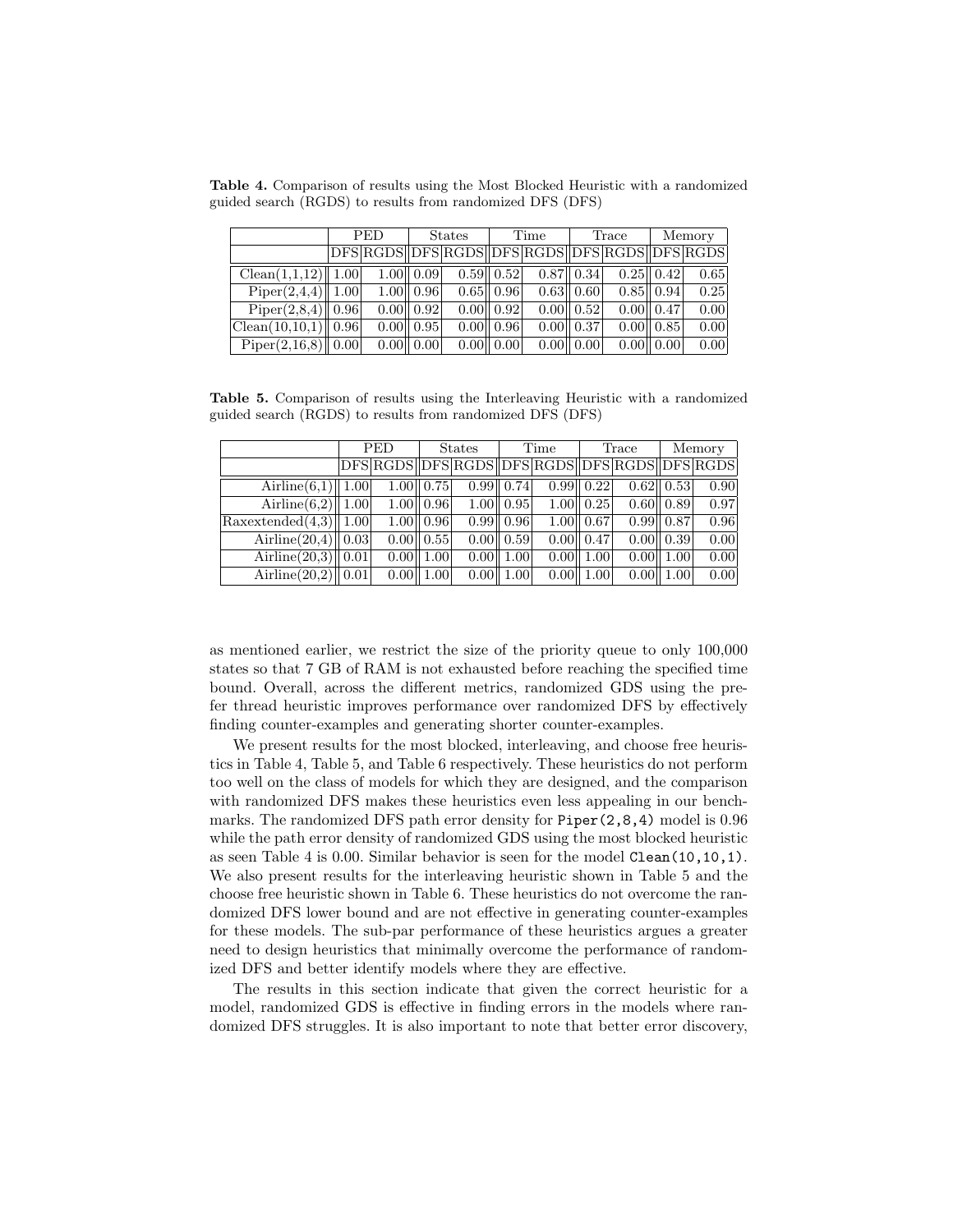**Table 4.** Comparison of results using the Most Blocked Heuristic with a randomized guided search (RGDS) to results from randomized DFS (DFS)

| | PED | | States | | Time | | Trace | | Memory | |
|---|---|---|---|---|---|---|---|---|---|---|
| | DFS | RGDS | DFS | RGDS | DFS | RGDS | DFS | RGDS | DFS | RGDS |
| Clean(1,1,12) | 1.00 | 1.00 | 0.09 | 0.59 | 0.52 | 0.87 | 0.34 | 0.25 | 0.42 | 0.65 |
| Piper(2,4,4) | 1.00 | 1.00 | 0.96 | 0.65 | 0.96 | 0.63 | 0.60 | 0.85 | 0.94 | 0.25 |
| Piper(2,8,4) | 0.96 | 0.00 | 0.92 | 0.00 | 0.92 | 0.00 | 0.52 | 0.00 | 0.47 | 0.00 |
| Clean(10,10,1) | 0.96 | 0.00 | 0.95 | 0.00 | 0.96 | 0.00 | 0.37 | 0.00 | 0.85 | 0.00 |
| Piper(2,16,8) | 0.00 | 0.00 | 0.00 | 0.00 | 0.00 | 0.00 | 0.00 | 0.00 | 0.00 | 0.00 |

**Table 5.** Comparison of results using the Interleaving Heuristic with a randomized guided search (RGDS) to results from randomized DFS (DFS)

| | PED | | States | | Time | | Trace | | Memory | |
|---|---|---|---|---|---|---|---|---|---|---|
| | DFS | RGDS | DFS | RGDS | DFS | RGDS | DFS | RGDS | DFS | RGDS |
| Airline(6,1) | 1.00 | 1.00 | 0.75 | 0.99 | 0.74 | 0.99 | 0.22 | 0.62 | 0.53 | 0.90 |
| Airline(6,2) | 1.00 | 1.00 | 0.96 | 1.00 | 0.95 | 1.00 | 0.25 | 0.60 | 0.89 | 0.97 |
| Raxextended(4,3) | 1.00 | 1.00 | 0.96 | 0.99 | 0.96 | 1.00 | 0.67 | 0.99 | 0.87 | 0.96 |
| Airline(20,4) | 0.03 | 0.00 | 0.55 | 0.00 | 0.59 | 0.00 | 0.47 | 0.00 | 0.39 | 0.00 |
| Airline(20,3) | 0.01 | 0.00 | 1.00 | 0.00 | 1.00 | 0.00 | 1.00 | 0.00 | 1.00 | 0.00 |
| Airline(20,2) | 0.01 | 0.00 | 1.00 | 0.00 | 1.00 | 0.00 | 1.00 | 0.00 | 1.00 | 0.00 |

as mentioned earlier, we restrict the size of the priority queue to only 100,000 states so that 7 GB of RAM is not exhausted before reaching the specified time bound. Overall, across the different metrics, randomized GDS using the prefer thread heuristic improves performance over randomized DFS by effectively finding counter-examples and generating shorter counter-examples.

We present results for the most blocked, interleaving, and choose free heuristics in Table 4, Table 5, and Table 6 respectively. These heuristics do not perform too well on the class of models for which they are designed, and the comparison with randomized DFS makes these heuristics even less appealing in our benchmarks. The randomized DFS path error density for `Piper(2,8,4)` model is 0.96 while the path error density of randomized GDS using the most blocked heuristic as seen Table 4 is 0.00. Similar behavior is seen for the model `Clean(10,10,1)`. We also present results for the interleaving heuristic shown in Table 5 and the choose free heuristic shown in Table 6. These heuristics do not overcome the randomized DFS lower bound and are not effective in generating counter-examples for these models. The sub-par performance of these heuristics argues a greater need to design heuristics that minimally overcome the performance of randomized DFS and better identify models where they are effective.

The results in this section indicate that given the correct heuristic for a model, randomized GDS is effective in finding errors in the models where randomized DFS struggles. It is also important to note that better error discovery,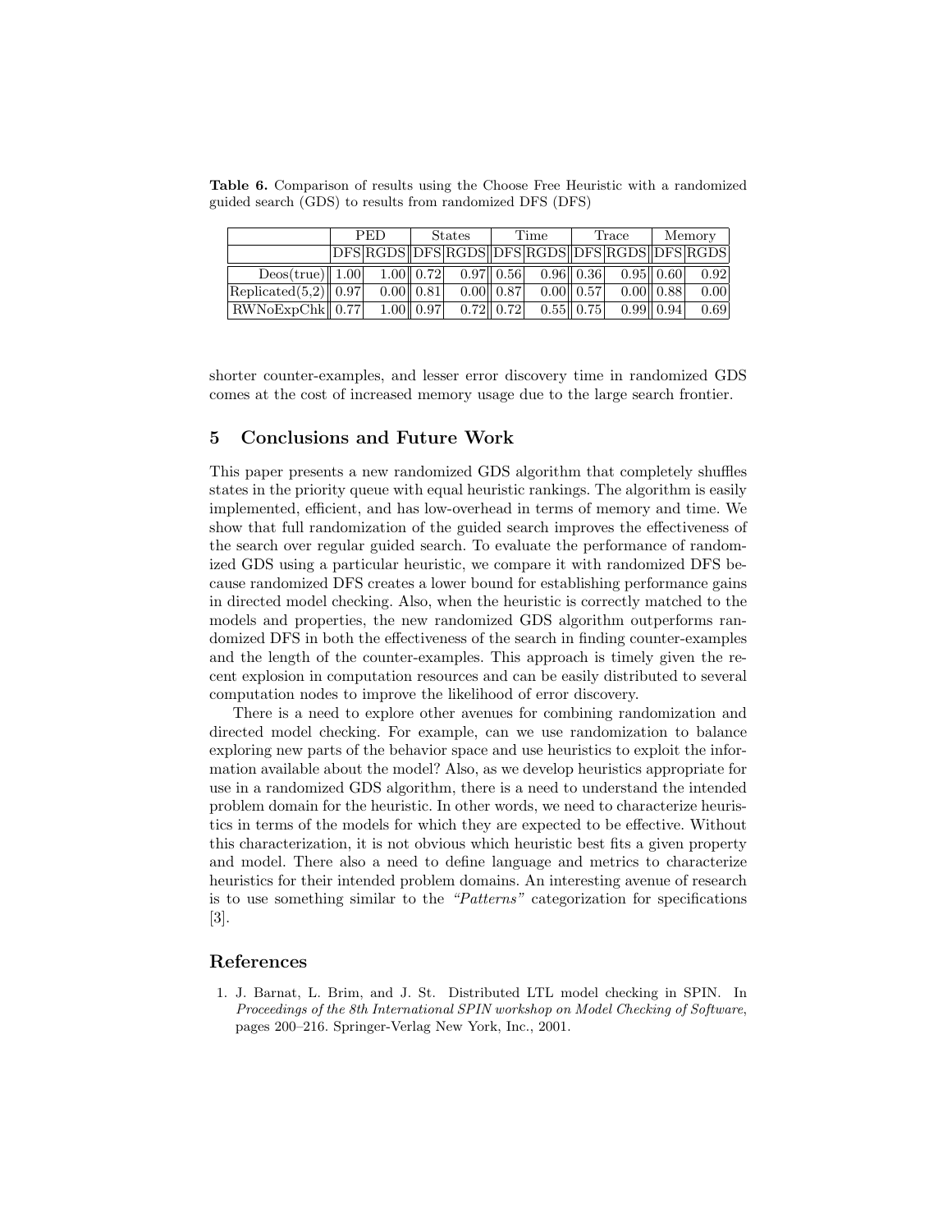**Table 6.** Comparison of results using the Choose Free Heuristic with a randomized guided search (GDS) to results from randomized DFS (DFS)

| | PED | | States | | Time | | Trace | | Memory | |
|---|---|---|---|---|---|---|---|---|---|---|
| | DFS | RGDS | DFS | RGDS | DFS | RGDS | DFS | RGDS | DFS | RGDS |
| Deos(true) | 1.00 | 1.00 | 0.72 | 0.97 | 0.56 | 0.96 | 0.36 | 0.95 | 0.60 | 0.92 |
| Replicated(5,2) | 0.97 | 0.00 | 0.81 | 0.00 | 0.87 | 0.00 | 0.57 | 0.00 | 0.88 | 0.00 |
| RWNoExpChk | 0.77 | 1.00 | 0.97 | 0.72 | 0.72 | 0.55 | 0.75 | 0.99 | 0.94 | 0.69 |

shorter counter-examples, and lesser error discovery time in randomized GDS comes at the cost of increased memory usage due to the large search frontier.

## 5 Conclusions and Future Work

This paper presents a new randomized GDS algorithm that completely shuffles states in the priority queue with equal heuristic rankings. The algorithm is easily implemented, efficient, and has low-overhead in terms of memory and time. We show that full randomization of the guided search improves the effectiveness of the search over regular guided search. To evaluate the performance of randomized GDS using a particular heuristic, we compare it with randomized DFS because randomized DFS creates a lower bound for establishing performance gains in directed model checking. Also, when the heuristic is correctly matched to the models and properties, the new randomized GDS algorithm outperforms randomized DFS in both the effectiveness of the search in finding counter-examples and the length of the counter-examples. This approach is timely given the recent explosion in computation resources and can be easily distributed to several computation nodes to improve the likelihood of error discovery.

There is a need to explore other avenues for combining randomization and directed model checking. For example, can we use randomization to balance exploring new parts of the behavior space and use heuristics to exploit the information available about the model? Also, as we develop heuristics appropriate for use in a randomized GDS algorithm, there is a need to understand the intended problem domain for the heuristic. In other words, we need to characterize heuristics in terms of the models for which they are expected to be effective. Without this characterization, it is not obvious which heuristic best fits a given property and model. There also a need to define language and metrics to characterize heuristics for their intended problem domains. An interesting avenue of research is to use something similar to the *"Patterns"* categorization for specifications [3].

## References

1. J. Barnat, L. Brim, and J. St. Distributed LTL model checking in SPIN. In *Proceedings of the 8th International SPIN workshop on Model Checking of Software*, pages 200–216. Springer-Verlag New York, Inc., 2001.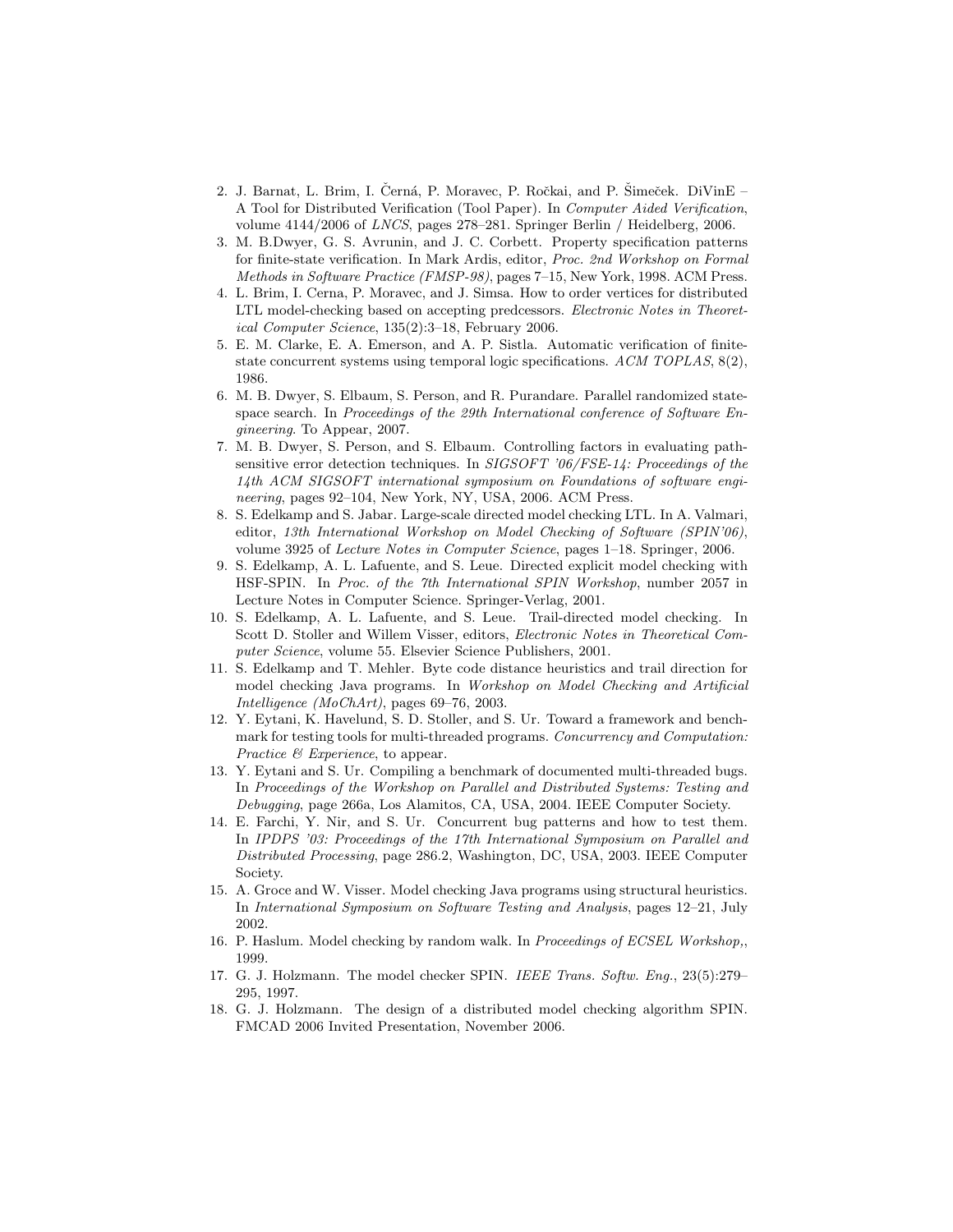2. J. Barnat, L. Brim, I. Černá, P. Moravec, P. Ročkai, and P. Šimeček. DiVinE – A Tool for Distributed Verification (Tool Paper). In *Computer Aided Verification*, volume 4144/2006 of *LNCS*, pages 278–281. Springer Berlin / Heidelberg, 2006.
3. M. B.Dwyer, G. S. Avrunin, and J. C. Corbett. Property specification patterns for finite-state verification. In Mark Ardis, editor, *Proc. 2nd Workshop on Formal Methods in Software Practice (FMSP-98)*, pages 7–15, New York, 1998. ACM Press.
4. L. Brim, I. Cerna, P. Moravec, and J. Simsa. How to order vertices for distributed LTL model-checking based on accepting predcessors. *Electronic Notes in Theoretical Computer Science*, 135(2):3–18, February 2006.
5. E. M. Clarke, E. A. Emerson, and A. P. Sistla. Automatic verification of finite-state concurrent systems using temporal logic specifications. *ACM TOPLAS*, 8(2), 1986.
6. M. B. Dwyer, S. Elbaum, S. Person, and R. Purandare. Parallel randomized state-space search. In *Proceedings of the 29th International conference of Software Engineering*. To Appear, 2007.
7. M. B. Dwyer, S. Person, and S. Elbaum. Controlling factors in evaluating path-sensitive error detection techniques. In *SIGSOFT '06/FSE-14: Proceedings of the 14th ACM SIGSOFT international symposium on Foundations of software engineering*, pages 92–104, New York, NY, USA, 2006. ACM Press.
8. S. Edelkamp and S. Jabar. Large-scale directed model checking LTL. In A. Valmari, editor, *13th International Workshop on Model Checking of Software (SPIN'06)*, volume 3925 of *Lecture Notes in Computer Science*, pages 1–18. Springer, 2006.
9. S. Edelkamp, A. L. Lafuente, and S. Leue. Directed explicit model checking with HSF-SPIN. In *Proc. of the 7th International SPIN Workshop*, number 2057 in Lecture Notes in Computer Science. Springer-Verlag, 2001.
10. S. Edelkamp, A. L. Lafuente, and S. Leue. Trail-directed model checking. In Scott D. Stoller and Willem Visser, editors, *Electronic Notes in Theoretical Computer Science*, volume 55. Elsevier Science Publishers, 2001.
11. S. Edelkamp and T. Mehler. Byte code distance heuristics and trail direction for model checking Java programs. In *Workshop on Model Checking and Artificial Intelligence (MoChArt)*, pages 69–76, 2003.
12. Y. Eytani, K. Havelund, S. D. Stoller, and S. Ur. Toward a framework and benchmark for testing tools for multi-threaded programs. *Concurrency and Computation: Practice & Experience*, to appear.
13. Y. Eytani and S. Ur. Compiling a benchmark of documented multi-threaded bugs. In *Proceedings of the Workshop on Parallel and Distributed Systems: Testing and Debugging*, page 266a, Los Alamitos, CA, USA, 2004. IEEE Computer Society.
14. E. Farchi, Y. Nir, and S. Ur. Concurrent bug patterns and how to test them. In *IPDPS '03: Proceedings of the 17th International Symposium on Parallel and Distributed Processing*, page 286.2, Washington, DC, USA, 2003. IEEE Computer Society.
15. A. Groce and W. Visser. Model checking Java programs using structural heuristics. In *International Symposium on Software Testing and Analysis*, pages 12–21, July 2002.
16. P. Haslum. Model checking by random walk. In *Proceedings of ECSEL Workshop,*, 1999.
17. G. J. Holzmann. The model checker SPIN. *IEEE Trans. Softw. Eng.*, 23(5):279–295, 1997.
18. G. J. Holzmann. The design of a distributed model checking algorithm SPIN. FMCAD 2006 Invited Presentation, November 2006.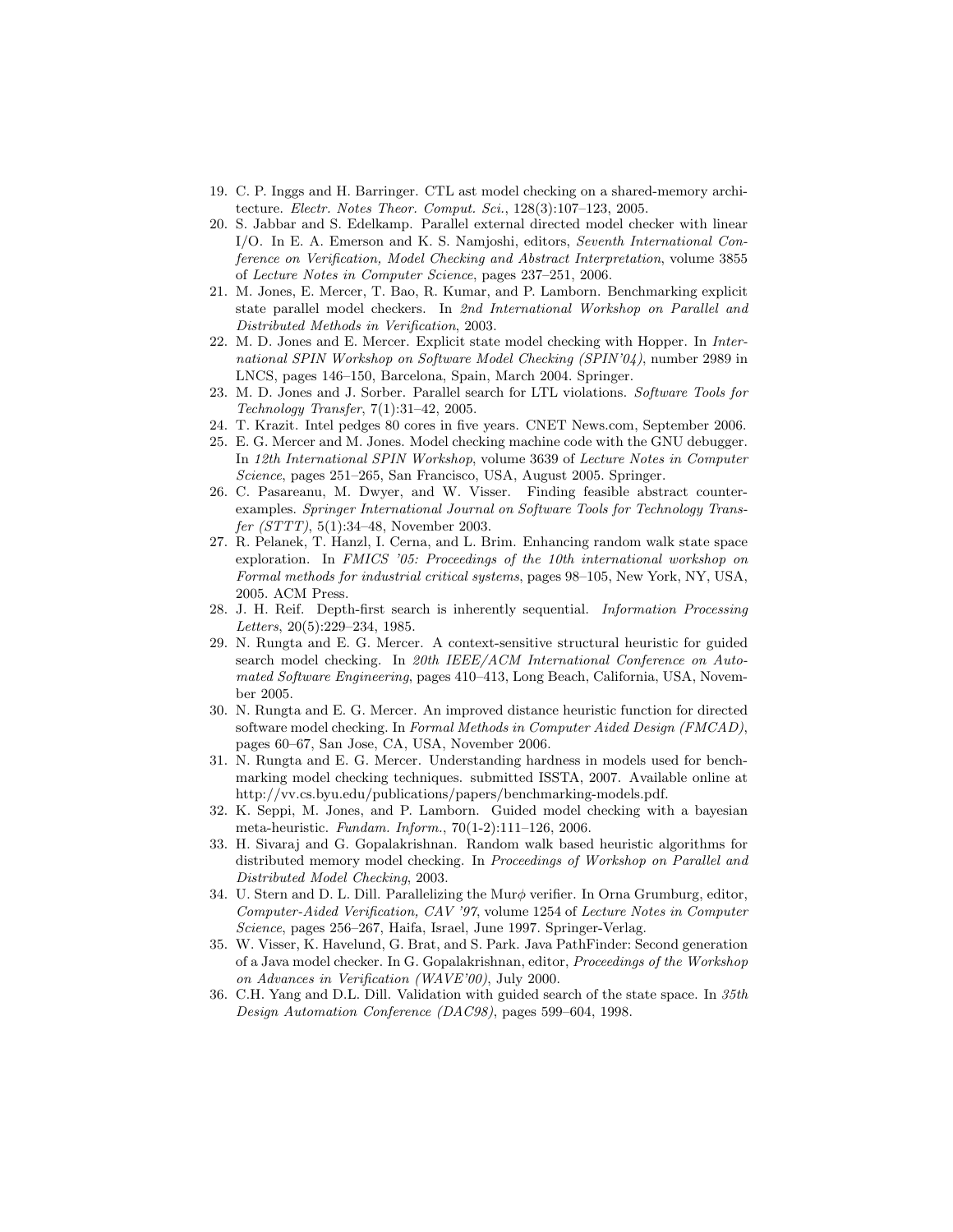19. C. P. Inggs and H. Barringer. CTL ast model checking on a shared-memory architecture. *Electr. Notes Theor. Comput. Sci.*, 128(3):107–123, 2005.
20. S. Jabbar and S. Edelkamp. Parallel external directed model checker with linear I/O. In E. A. Emerson and K. S. Namjoshi, editors, *Seventh International Conference on Verification, Model Checking and Abstract Interpretation*, volume 3855 of *Lecture Notes in Computer Science*, pages 237–251, 2006.
21. M. Jones, E. Mercer, T. Bao, R. Kumar, and P. Lamborn. Benchmarking explicit state parallel model checkers. In *2nd International Workshop on Parallel and Distributed Methods in Verification*, 2003.
22. M. D. Jones and E. Mercer. Explicit state model checking with Hopper. In *International SPIN Workshop on Software Model Checking (SPIN'04)*, number 2989 in LNCS, pages 146–150, Barcelona, Spain, March 2004. Springer.
23. M. D. Jones and J. Sorber. Parallel search for LTL violations. *Software Tools for Technology Transfer*, 7(1):31–42, 2005.
24. T. Krazit. Intel pedges 80 cores in five years. CNET News.com, September 2006.
25. E. G. Mercer and M. Jones. Model checking machine code with the GNU debugger. In *12th International SPIN Workshop*, volume 3639 of *Lecture Notes in Computer Science*, pages 251–265, San Francisco, USA, August 2005. Springer.
26. C. Pasareanu, M. Dwyer, and W. Visser. Finding feasible abstract counter-examples. *Springer International Journal on Software Tools for Technology Transfer (STTT)*, 5(1):34–48, November 2003.
27. R. Pelanek, T. Hanzl, I. Cerna, and L. Brim. Enhancing random walk state space exploration. In *FMICS '05: Proceedings of the 10th international workshop on Formal methods for industrial critical systems*, pages 98–105, New York, NY, USA, 2005. ACM Press.
28. J. H. Reif. Depth-first search is inherently sequential. *Information Processing Letters*, 20(5):229–234, 1985.
29. N. Rungta and E. G. Mercer. A context-sensitive structural heuristic for guided search model checking. In *20th IEEE/ACM International Conference on Automated Software Engineering*, pages 410–413, Long Beach, California, USA, November 2005.
30. N. Rungta and E. G. Mercer. An improved distance heuristic function for directed software model checking. In *Formal Methods in Computer Aided Design (FMCAD)*, pages 60–67, San Jose, CA, USA, November 2006.
31. N. Rungta and E. G. Mercer. Understanding hardness in models used for benchmarking model checking techniques. submitted ISSTA, 2007. Available online at http://vv.cs.byu.edu/publications/papers/benchmarking-models.pdf.
32. K. Seppi, M. Jones, and P. Lamborn. Guided model checking with a bayesian meta-heuristic. *Fundam. Inform.*, 70(1-2):111–126, 2006.
33. H. Sivaraj and G. Gopalakrishnan. Random walk based heuristic algorithms for distributed memory model checking. In *Proceedings of Workshop on Parallel and Distributed Model Checking*, 2003.
34. U. Stern and D. L. Dill. Parallelizing the Mur$\phi$ verifier. In Orna Grumburg, editor, *Computer-Aided Verification, CAV '97*, volume 1254 of *Lecture Notes in Computer Science*, pages 256–267, Haifa, Israel, June 1997. Springer-Verlag.
35. W. Visser, K. Havelund, G. Brat, and S. Park. Java PathFinder: Second generation of a Java model checker. In G. Gopalakrishnan, editor, *Proceedings of the Workshop on Advances in Verification (WAVE'00)*, July 2000.
36. C.H. Yang and D.L. Dill. Validation with guided search of the state space. In *35th Design Automation Conference (DAC98)*, pages 599–604, 1998.